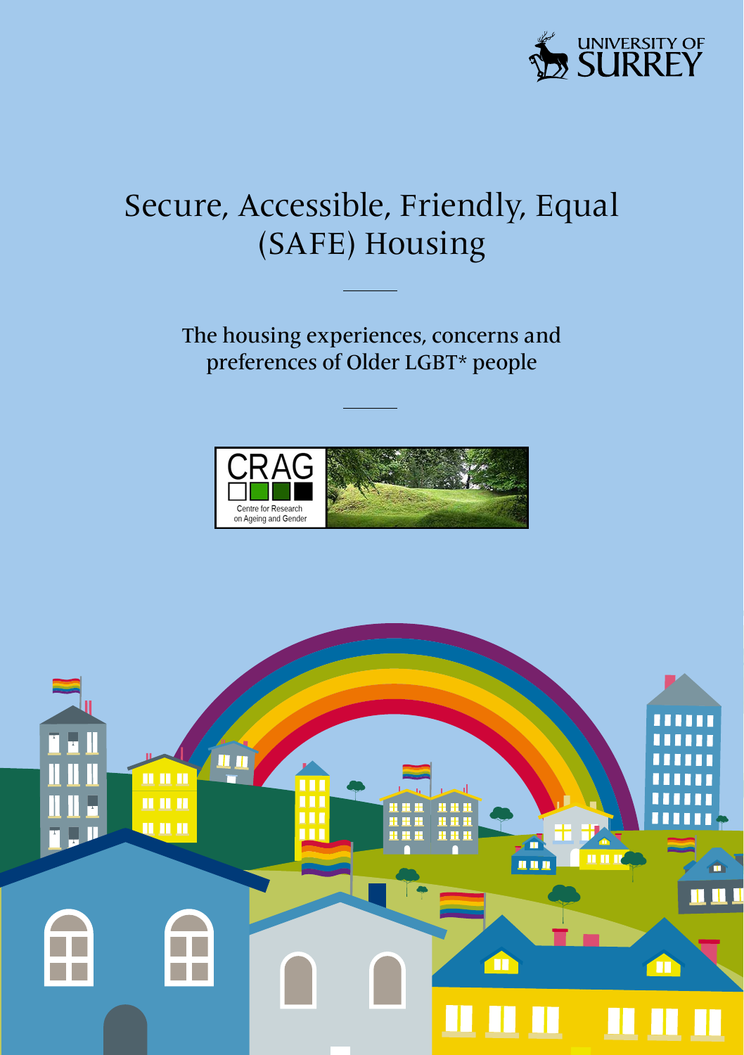UNIVERSITY OF SURREY

# Secure, Accessible, Friendly, Equal (SAFE) Housing

## The housing experiences, concerns and preferences of Older LGBT* people

CRAG
Centre for Research on Ageing and Gender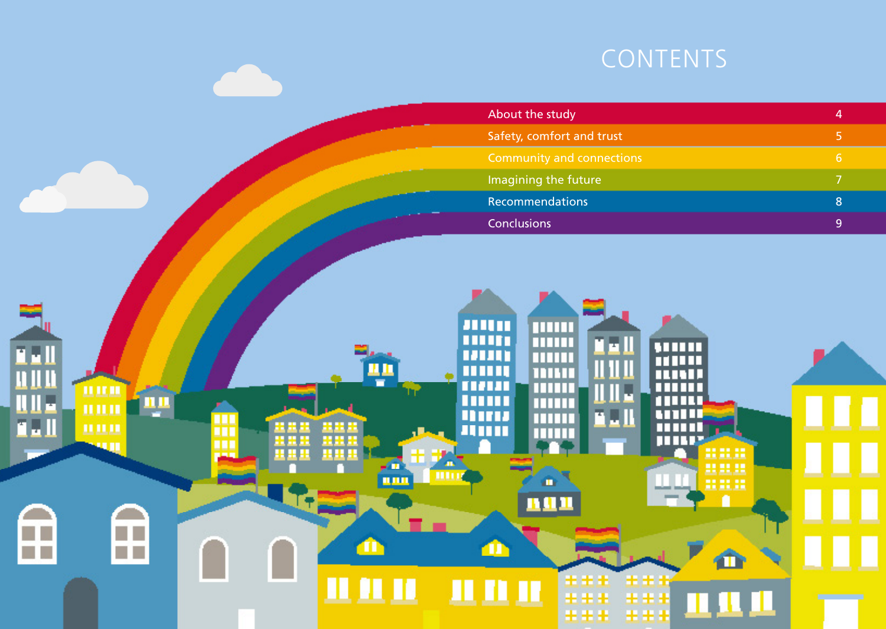# CONTENTS

| | |
|---|---|
| About the study | 4 |
| Safety, comfort and trust | 5 |
| Community and connections | 6 |
| Imagining the future | 7 |
| Recommendations | 8 |
| Conclusions | 9 |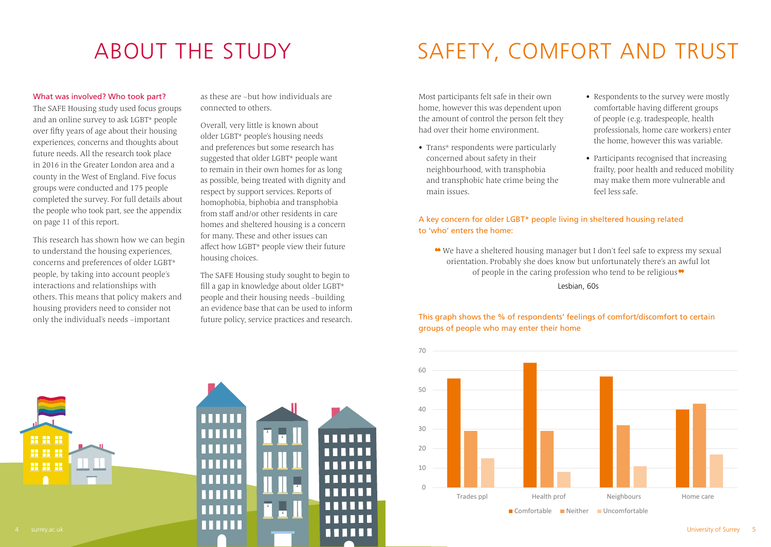# ABOUT THE STUDY

### What was involved? Who took part?

The SAFE Housing study used focus groups and an online survey to ask LGBT* people over fifty years of age about their housing experiences, concerns and thoughts about future needs. All the research took place in 2016 in the Greater London area and a county in the West of England. Five focus groups were conducted and 175 people completed the survey. For full details about the people who took part, see the appendix on page 11 of this report.

This research has shown how we can begin to understand the housing experiences, concerns and preferences of older LGBT* people, by taking into account people's interactions and relationships with others. This means that policy makers and housing providers need to consider not only the individual's needs –important as these are –but how individuals are connected to others.

Overall, very little is known about older LGBT* people's housing needs and preferences but some research has suggested that older LGBT* people want to remain in their own homes for as long as possible, being treated with dignity and respect by support services. Reports of homophobia, biphobia and transphobia from staff and/or other residents in care homes and sheltered housing is a concern for many. These and other issues can affect how LGBT* people view their future housing choices.

The SAFE Housing study sought to begin to fill a gap in knowledge about older LGBT* people and their housing needs –building an evidence base that can be used to inform future policy, service practices and research.

# SAFETY, COMFORT AND TRUST

Most participants felt safe in their own home, however this was dependent upon the amount of control the person felt they had over their home environment.

- Trans* respondents were particularly concerned about safety in their neighbourhood, with transphobia and transphobic hate crime being the main issues.
- Respondents to the survey were mostly comfortable having different groups of people (e.g. tradespeople, health professionals, home care workers) enter the home, however this was variable.
- Participants recognised that increasing frailty, poor health and reduced mobility may make them more vulnerable and feel less safe.

### A key concern for older LGBT* people living in sheltered housing related to 'who' enters the home:

> "We have a sheltered housing manager but I don't feel safe to express my sexual orientation. Probably she does know but unfortunately there's an awful lot of people in the caring profession who tend to be religious"
>
> Lesbian, 60s

### This graph shows the % of respondents' feelings of comfort/discomfort to certain groups of people who may enter their home

| | Comfortable | Neither | Uncomfortable |
|---|---|---|---|
| Trades ppl | 56 | 29 | 15 |
| Health prof | 64 | 29 | 8 |
| Neighbours | 57 | 32 | 11 |
| Home care | 40 | 43 | 17 |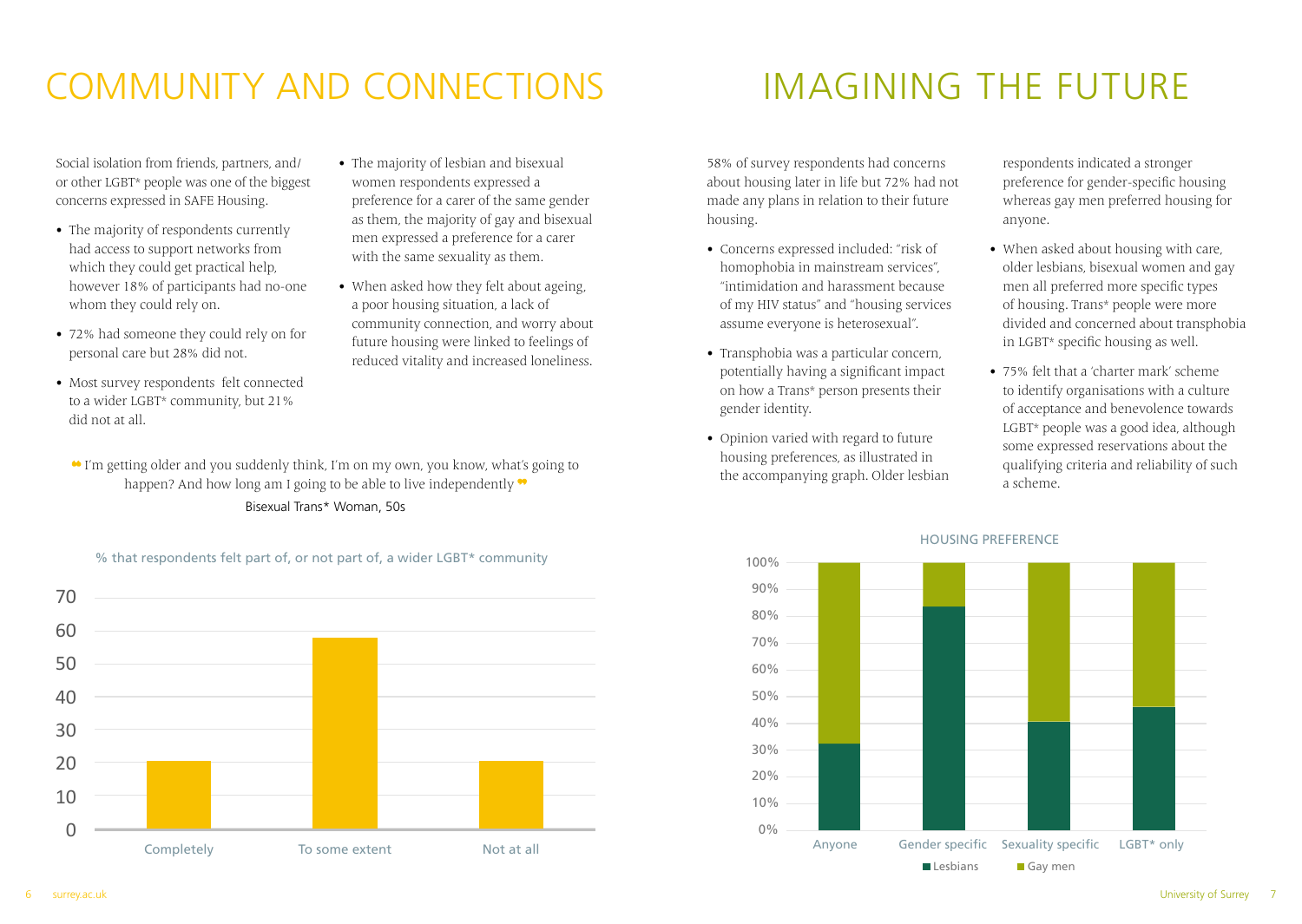# COMMUNITY AND CONNECTIONS

Social isolation from friends, partners, and/or other LGBT* people was one of the biggest concerns expressed in SAFE Housing.

- The majority of respondents currently had access to support networks from which they could get practical help, however 18% of participants had no-one whom they could rely on.
- 72% had someone they could rely on for personal care but 28% did not.
- Most survey respondents felt connected to a wider LGBT* community, but 21% did not at all.
- The majority of lesbian and bisexual women respondents expressed a preference for a carer of the same gender as them, the majority of gay and bisexual men expressed a preference for a carer with the same sexuality as them.
- When asked how they felt about ageing, a poor housing situation, a lack of community connection, and worry about future housing were linked to feelings of reduced vitality and increased loneliness.

> "I'm getting older and you suddenly think, I'm on my own, you know, what's going to happen? And how long am I going to be able to live independently"
>
> Bisexual Trans* Woman, 50s

% that respondents felt part of, or not part of, a wider LGBT* community

| | Completely | To some extent | Not at all |
|---|---|---|---|
| % | ~21 | ~58 | ~21 |

# IMAGINING THE FUTURE

58% of survey respondents had concerns about housing later in life but 72% had not made any plans in relation to their future housing.

- Concerns expressed included: "risk of homophobia in mainstream services", "intimidation and harassment because of my HIV status" and "housing services assume everyone is heterosexual".
- Transphobia was a particular concern, potentially having a significant impact on how a Trans* person presents their gender identity.
- Opinion varied with regard to future housing preferences, as illustrated in the accompanying graph. Older lesbian respondents indicated a stronger preference for gender-specific housing whereas gay men preferred housing for anyone.
- When asked about housing with care, older lesbians, bisexual women and gay men all preferred more specific types of housing. Trans* people were more divided and concerned about transphobia in LGBT* specific housing as well.
- 75% felt that a 'charter mark' scheme to identify organisations with a culture of acceptance and benevolence towards LGBT* people was a good idea, although some expressed reservations about the qualifying criteria and reliability of such a scheme.

HOUSING PREFERENCE

| | Anyone | Gender specific | Sexuality specific | LGBT* only |
|---|---|---|---|---|
| Lesbians | ~32% | ~83% | ~40% | ~46% |
| Gay men | ~68% | ~17% | ~60% | ~54% |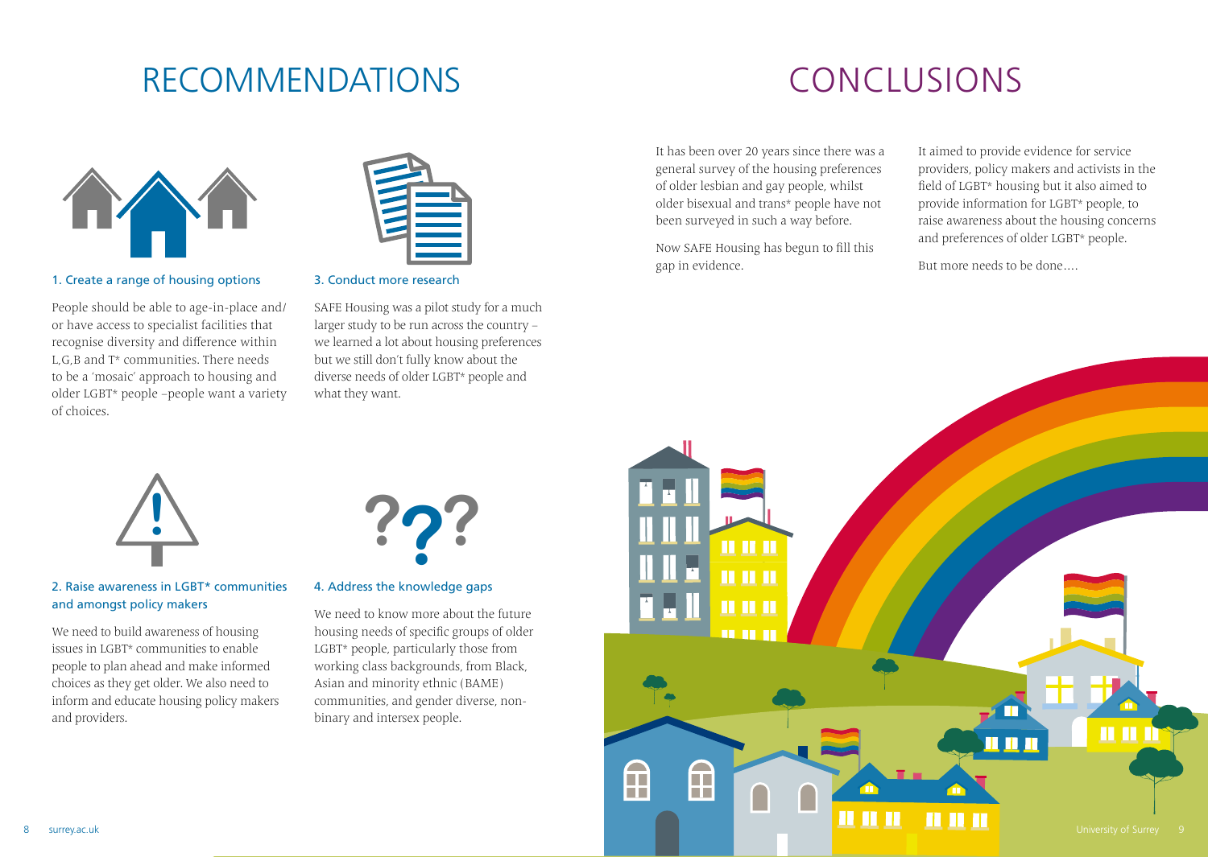# RECOMMENDATIONS

### 1. Create a range of housing options

People should be able to age-in-place and/or have access to specialist facilities that recognise diversity and difference within L,G,B and T* communities. There needs to be a 'mosaic' approach to housing and older LGBT* people –people want a variety of choices.

### 2. Raise awareness in LGBT* communities and amongst policy makers

We need to build awareness of housing issues in LGBT* communities to enable people to plan ahead and make informed choices as they get older. We also need to inform and educate housing policy makers and providers.

### 3. Conduct more research

SAFE Housing was a pilot study for a much larger study to be run across the country – we learned a lot about housing preferences but we still don't fully know about the diverse needs of older LGBT* people and what they want.

### 4. Address the knowledge gaps

We need to know more about the future housing needs of specific groups of older LGBT* people, particularly those from working class backgrounds, from Black, Asian and minority ethnic (BAME) communities, and gender diverse, non-binary and intersex people.

# CONCLUSIONS

It has been over 20 years since there was a general survey of the housing preferences of older lesbian and gay people, whilst older bisexual and trans* people have not been surveyed in such a way before.

Now SAFE Housing has begun to fill this gap in evidence.

It aimed to provide evidence for service providers, policy makers and activists in the field of LGBT* housing but it also aimed to provide information for LGBT* people, to raise awareness about the housing concerns and preferences of older LGBT* people.

But more needs to be done....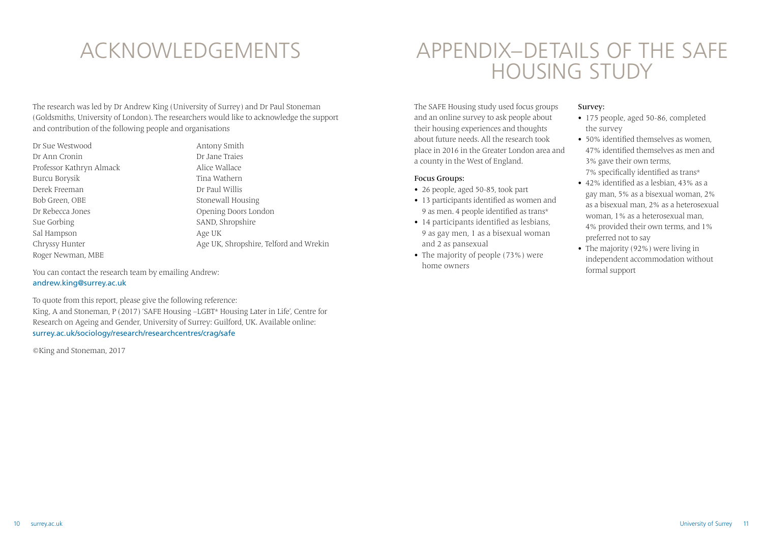# ACKNOWLEDGEMENTS

The research was led by Dr Andrew King (University of Surrey) and Dr Paul Stoneman (Goldsmiths, University of London). The researchers would like to acknowledge the support and contribution of the following people and organisations

Dr Sue Westwood
Dr Ann Cronin
Professor Kathryn Almack
Burcu Borysik
Derek Freeman
Bob Green, OBE
Dr Rebecca Jones
Sue Gorbing
Sal Hampson
Chryssy Hunter
Roger Newman, MBE
Antony Smith
Dr Jane Traies
Alice Wallace
Tina Wathern
Dr Paul Willis
Stonewall Housing
Opening Doors London
SAND, Shropshire
Age UK
Age UK, Shropshire, Telford and Wrekin

You can contact the research team by emailing Andrew:
andrew.king@surrey.ac.uk

To quote from this report, please give the following reference:
King, A and Stoneman, P (2017) 'SAFE Housing –LGBT* Housing Later in Life', Centre for Research on Ageing and Gender, University of Surrey: Guilford, UK. Available online:
surrey.ac.uk/sociology/research/researchcentres/crag/safe

©King and Stoneman, 2017

# APPENDIX–DETAILS OF THE SAFE HOUSING STUDY

The SAFE Housing study used focus groups and an online survey to ask people about their housing experiences and thoughts about future needs. All the research took place in 2016 in the Greater London area and a county in the West of England.

**Focus Groups:**

- 26 people, aged 50-85, took part
- 13 participants identified as women and 9 as men. 4 people identified as trans*
- 14 participants identified as lesbians, 9 as gay men, 1 as a bisexual woman and 2 as pansexual
- The majority of people (73%) were home owners

**Survey:**

- 175 people, aged 50-86, completed the survey
- 50% identified themselves as women, 47% identified themselves as men and 3% gave their own terms, 7% specifically identified as trans*
- 42% identified as a lesbian, 43% as a gay man, 5% as a bisexual woman, 2% as a bisexual man, 2% as a heterosexual woman, 1% as a heterosexual man, 4% provided their own terms, and 1% preferred not to say
- The majority (92%) were living in independent accommodation without formal support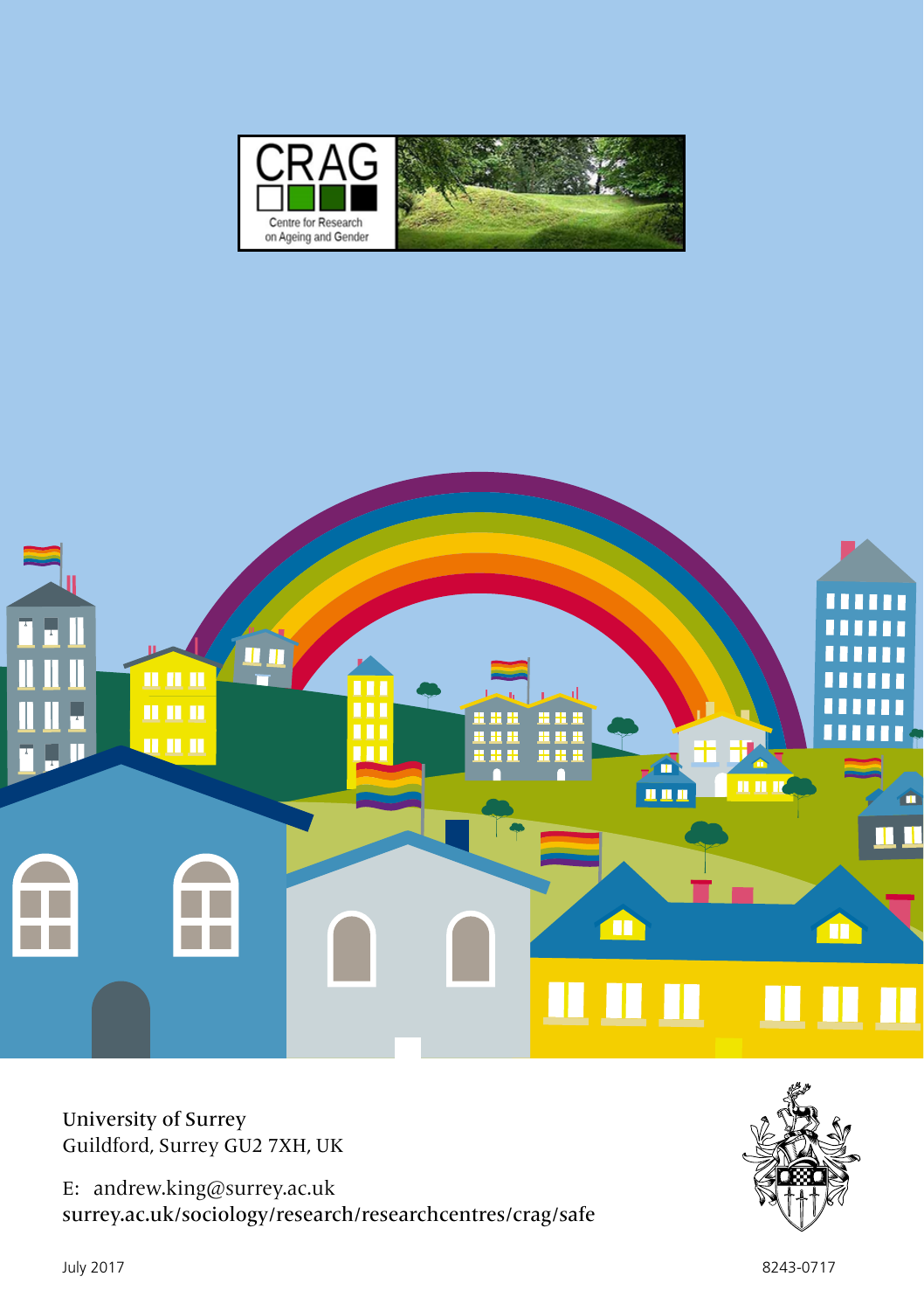CRAG

Centre for Research on Ageing and Gender

University of Surrey
Guildford, Surrey GU2 7XH, UK

E: andrew.king@surrey.ac.uk
surrey.ac.uk/sociology/research/researchcentres/crag/safe

July 2017

8243-0717